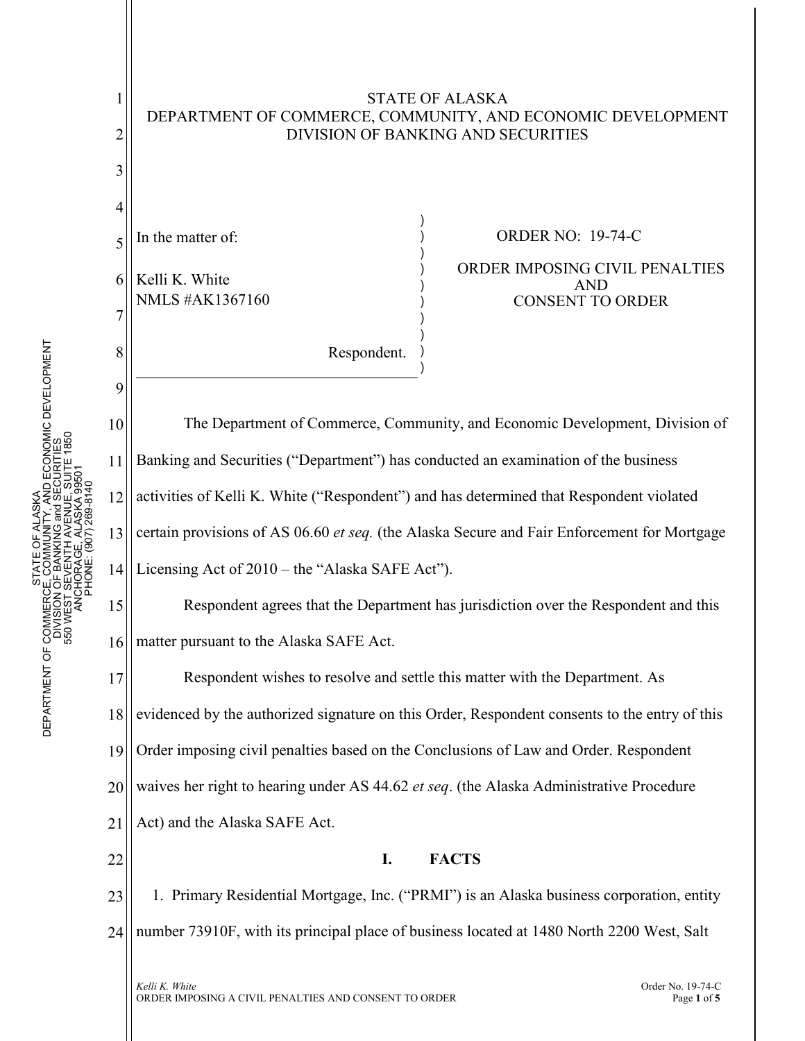STATE OF ALASKA
DEPARTMENT OF COMMERCE, COMMUNITY, AND ECONOMIC DEVELOPMENT
DIVISION OF BANKING AND SECURITIES

In the matter of:

Kelli K. White
NMLS #AK1367160

Respondent.

ORDER NO: 19-74-C

ORDER IMPOSING CIVIL PENALTIES
AND
CONSENT TO ORDER

The Department of Commerce, Community, and Economic Development, Division of Banking and Securities ("Department") has conducted an examination of the business activities of Kelli K. White ("Respondent") and has determined that Respondent violated certain provisions of AS 06.60 *et seq.* (the Alaska Secure and Fair Enforcement for Mortgage Licensing Act of 2010 – the "Alaska SAFE Act").

Respondent agrees that the Department has jurisdiction over the Respondent and this matter pursuant to the Alaska SAFE Act.

Respondent wishes to resolve and settle this matter with the Department. As evidenced by the authorized signature on this Order, Respondent consents to the entry of this Order imposing civil penalties based on the Conclusions of Law and Order. Respondent waives her right to hearing under AS 44.62 *et seq*. (the Alaska Administrative Procedure Act) and the Alaska SAFE Act.

## I. FACTS

1. Primary Residential Mortgage, Inc. ("PRMI") is an Alaska business corporation, entity number 73910F, with its principal place of business located at 1480 North 2200 West, Salt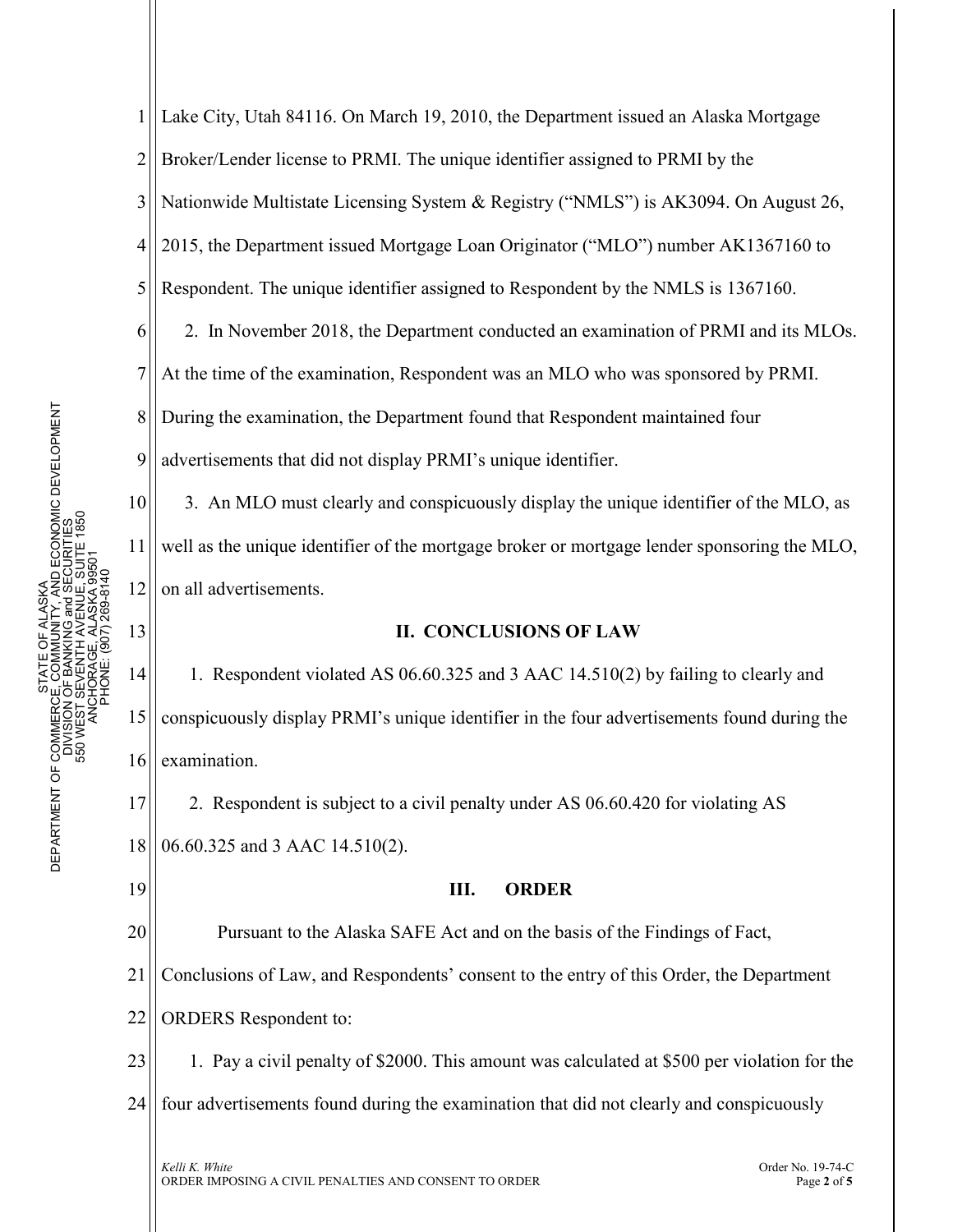Lake City, Utah 84116. On March 19, 2010, the Department issued an Alaska Mortgage Broker/Lender license to PRMI. The unique identifier assigned to PRMI by the Nationwide Multistate Licensing System & Registry ("NMLS") is AK3094. On August 26, 2015, the Department issued Mortgage Loan Originator ("MLO") number AK1367160 to Respondent. The unique identifier assigned to Respondent by the NMLS is 1367160.

2. In November 2018, the Department conducted an examination of PRMI and its MLOs. At the time of the examination, Respondent was an MLO who was sponsored by PRMI. During the examination, the Department found that Respondent maintained four advertisements that did not display PRMI's unique identifier.

3. An MLO must clearly and conspicuously display the unique identifier of the MLO, as well as the unique identifier of the mortgage broker or mortgage lender sponsoring the MLO, on all advertisements.

## II. CONCLUSIONS OF LAW

1. Respondent violated AS 06.60.325 and 3 AAC 14.510(2) by failing to clearly and conspicuously display PRMI's unique identifier in the four advertisements found during the examination.

2. Respondent is subject to a civil penalty under AS 06.60.420 for violating AS 06.60.325 and 3 AAC 14.510(2).

## III. ORDER

Pursuant to the Alaska SAFE Act and on the basis of the Findings of Fact, Conclusions of Law, and Respondents' consent to the entry of this Order, the Department ORDERS Respondent to:

1. Pay a civil penalty of $2000. This amount was calculated at $500 per violation for the four advertisements found during the examination that did not clearly and conspicuously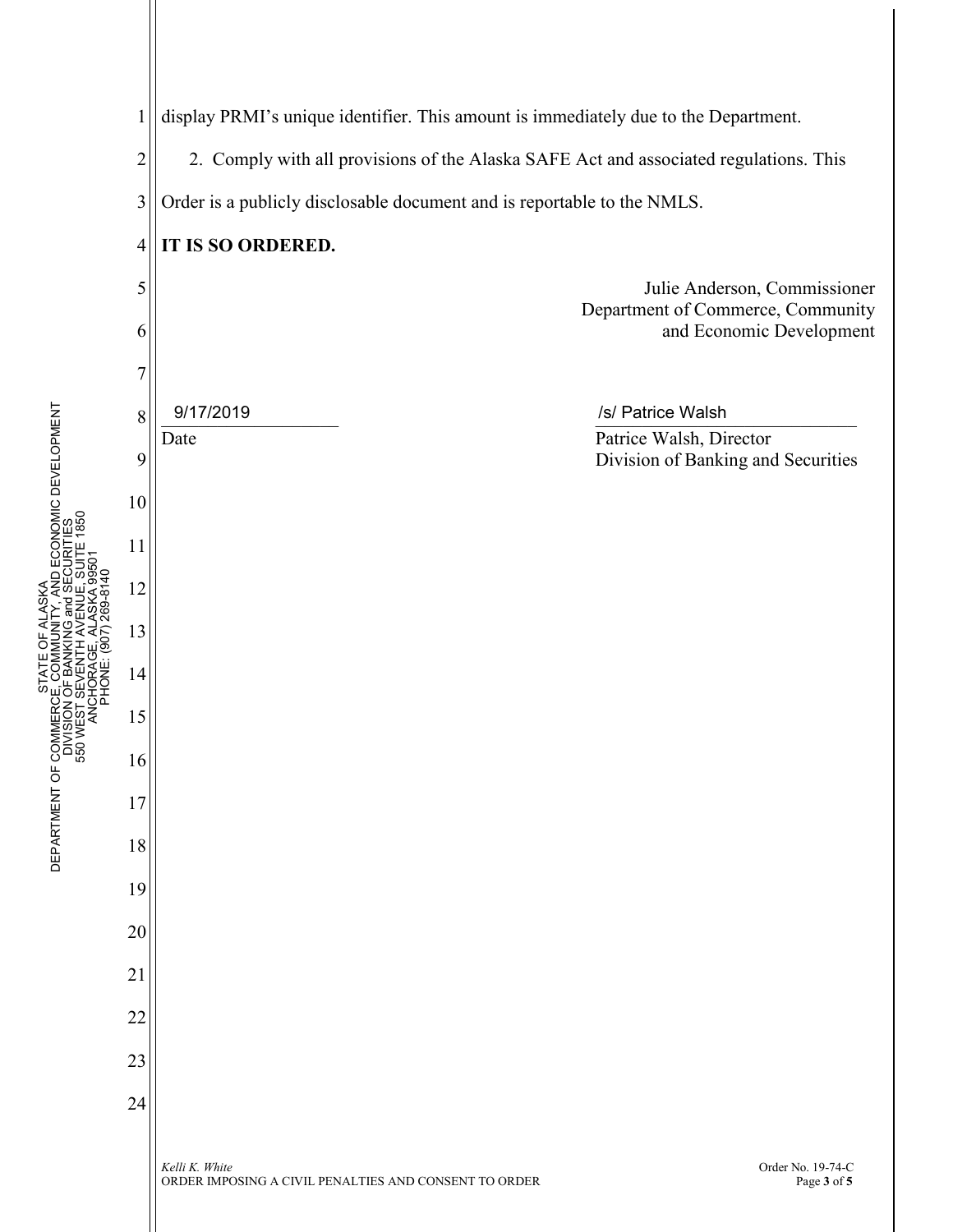display PRMI's unique identifier. This amount is immediately due to the Department.

2. Comply with all provisions of the Alaska SAFE Act and associated regulations. This Order is a publicly disclosable document and is reportable to the NMLS.

**IT IS SO ORDERED.**

Julie Anderson, Commissioner
Department of Commerce, Community and Economic Development

9/17/2019
Date

/s/ Patrice Walsh
Patrice Walsh, Director
Division of Banking and Securities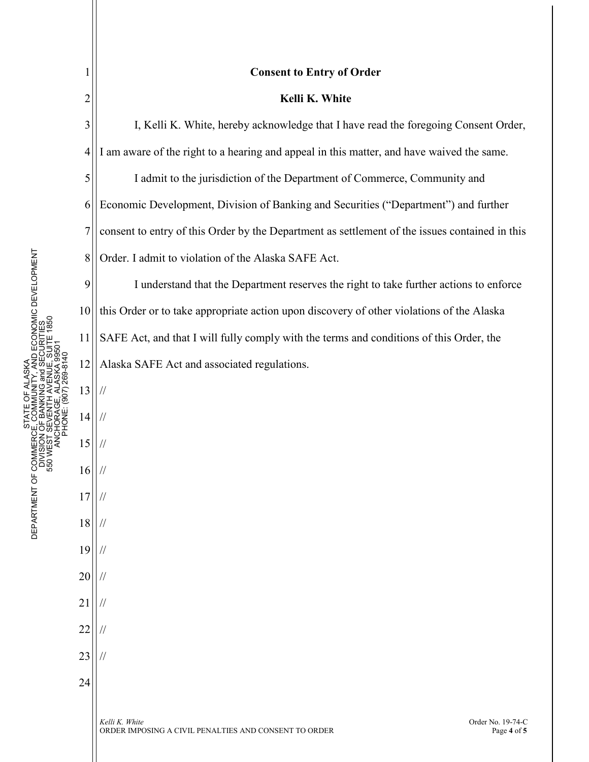**Consent to Entry of Order**

**Kelli K. White**

I, Kelli K. White, hereby acknowledge that I have read the foregoing Consent Order, I am aware of the right to a hearing and appeal in this matter, and have waived the same.

I admit to the jurisdiction of the Department of Commerce, Community and Economic Development, Division of Banking and Securities ("Department") and further consent to entry of this Order by the Department as settlement of the issues contained in this Order. I admit to violation of the Alaska SAFE Act.

I understand that the Department reserves the right to take further actions to enforce this Order or to take appropriate action upon discovery of other violations of the Alaska SAFE Act, and that I will fully comply with the terms and conditions of this Order, the Alaska SAFE Act and associated regulations.

//

//

//

//

//

//

//

//

//

//

//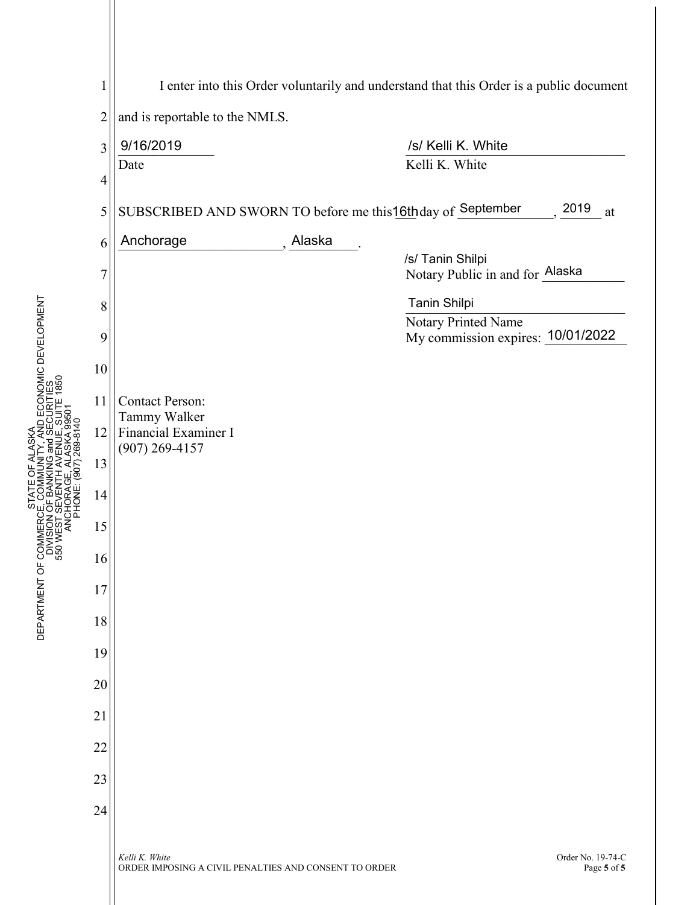I enter into this Order voluntarily and understand that this Order is a public document and is reportable to the NMLS.

9/16/2019
Date

/s/ Kelli K. White
Kelli K. White

SUBSCRIBED AND SWORN TO before me this 16th day of September, 2019 at Anchorage, Alaska.

/s/ Tanin Shilpi
Notary Public in and for Alaska

Tanin Shilpi
Notary Printed Name
My commission expires: 10/01/2022

Contact Person:
Tammy Walker
Financial Examiner I
(907) 269-4157